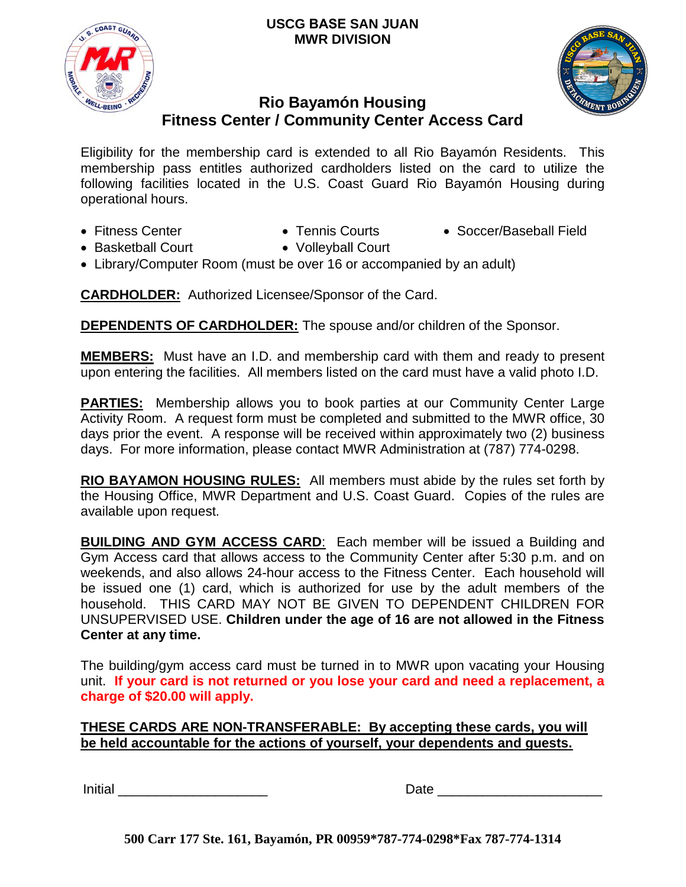**USCG BASE SAN JUAN**
**MWR DIVISION**

# Rio Bayamón Housing
# Fitness Center / Community Center Access Card

Eligibility for the membership card is extended to all Rio Bayamón Residents. This membership pass entitles authorized cardholders listed on the card to utilize the following facilities located in the U.S. Coast Guard Rio Bayamón Housing during operational hours.

- Fitness Center
- Tennis Courts
- Soccer/Baseball Field
- Basketball Court
- Volleyball Court
- Library/Computer Room (must be over 16 or accompanied by an adult)

**CARDHOLDER:** Authorized Licensee/Sponsor of the Card.

**DEPENDENTS OF CARDHOLDER:** The spouse and/or children of the Sponsor.

**MEMBERS:** Must have an I.D. and membership card with them and ready to present upon entering the facilities. All members listed on the card must have a valid photo I.D.

**PARTIES:** Membership allows you to book parties at our Community Center Large Activity Room. A request form must be completed and submitted to the MWR office, 30 days prior the event. A response will be received within approximately two (2) business days. For more information, please contact MWR Administration at (787) 774-0298.

**RIO BAYAMON HOUSING RULES:** All members must abide by the rules set forth by the Housing Office, MWR Department and U.S. Coast Guard. Copies of the rules are available upon request.

**BUILDING AND GYM ACCESS CARD**: Each member will be issued a Building and Gym Access card that allows access to the Community Center after 5:30 p.m. and on weekends, and also allows 24-hour access to the Fitness Center. Each household will be issued one (1) card, which is authorized for use by the adult members of the household. THIS CARD MAY NOT BE GIVEN TO DEPENDENT CHILDREN FOR UNSUPERVISED USE. **Children under the age of 16 are not allowed in the Fitness Center at any time.**

The building/gym access card must be turned in to MWR upon vacating your Housing unit. **If your card is not returned or you lose your card and need a replacement, a charge of $20.00 will apply.**

**THESE CARDS ARE NON-TRANSFERABLE: By accepting these cards, you will be held accountable for the actions of yourself, your dependents and guests.**

Initial ____________________ Date ______________________

**500 Carr 177 Ste. 161, Bayamón, PR 00959*787-774-0298*Fax 787-774-1314**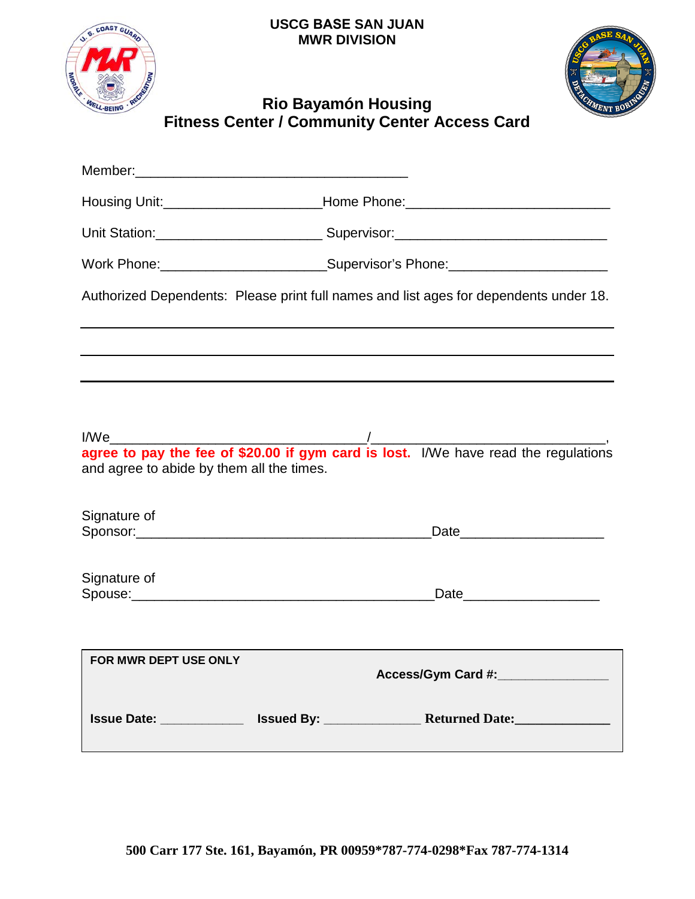**USCG BASE SAN JUAN**
**MWR DIVISION**

# Rio Bayamón Housing
# Fitness Center / Community Center Access Card

Member:_____________________________________

Housing Unit:_____________________Home Phone:___________________________

Unit Station:______________________ Supervisor:____________________________

Work Phone:______________________Supervisor's Phone:_____________________

Authorized Dependents: Please print full names and list ages for dependents under 18.

_____________________________________________________________________

_____________________________________________________________________

_____________________________________________________________________

I/We__________________________________/_______________________________, **agree to pay the fee of $20.00 if gym card is lost.** I/We have read the regulations and agree to abide by them all the times.

Signature of Sponsor:________________________________________Date___________________

Signature of Spouse:__________________________________________Date__________________

**FOR MWR DEPT USE ONLY**

**Access/Gym Card #:**_______________

**Issue Date:** ___________ **Issued By:** _____________ **Returned Date:**_____________

**500 Carr 177 Ste. 161, Bayamón, PR 00959*787-774-0298*Fax 787-774-1314**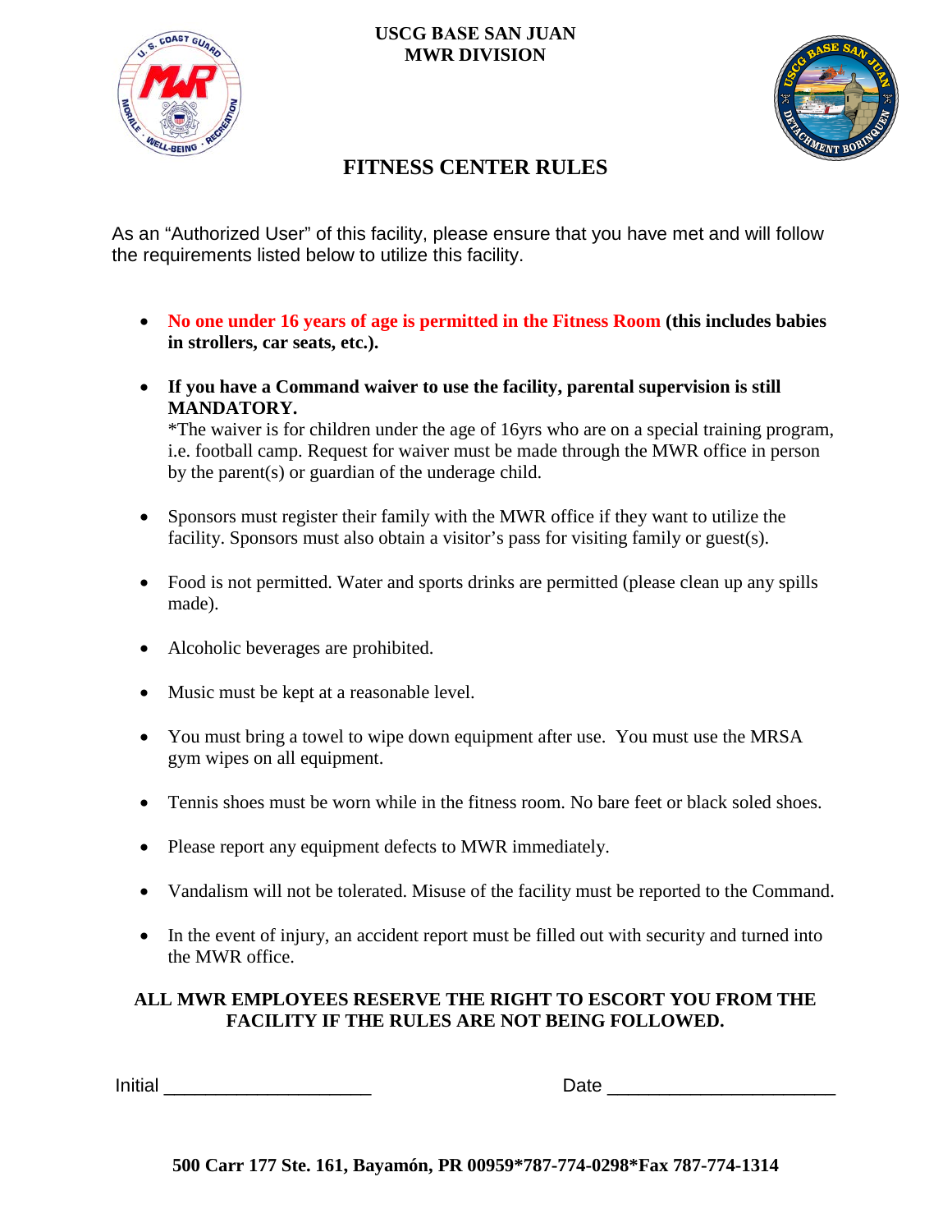**USCG BASE SAN JUAN**
**MWR DIVISION**

# FITNESS CENTER RULES

As an "Authorized User" of this facility, please ensure that you have met and will follow the requirements listed below to utilize this facility.

- **No one under 16 years of age is permitted in the Fitness Room (this includes babies in strollers, car seats, etc.).**
- **If you have a Command waiver to use the facility, parental supervision is still MANDATORY.**
  *The waiver is for children under the age of 16yrs who are on a special training program, i.e. football camp. Request for waiver must be made through the MWR office in person by the parent(s) or guardian of the underage child.
- Sponsors must register their family with the MWR office if they want to utilize the facility. Sponsors must also obtain a visitor's pass for visiting family or guest(s).
- Food is not permitted. Water and sports drinks are permitted (please clean up any spills made).
- Alcoholic beverages are prohibited.
- Music must be kept at a reasonable level.
- You must bring a towel to wipe down equipment after use. You must use the MRSA gym wipes on all equipment.
- Tennis shoes must be worn while in the fitness room. No bare feet or black soled shoes.
- Please report any equipment defects to MWR immediately.
- Vandalism will not be tolerated. Misuse of the facility must be reported to the Command.
- In the event of injury, an accident report must be filled out with security and turned into the MWR office.

**ALL MWR EMPLOYEES RESERVE THE RIGHT TO ESCORT YOU FROM THE FACILITY IF THE RULES ARE NOT BEING FOLLOWED.**

Initial ____________________ Date ______________________

**500 Carr 177 Ste. 161, Bayamón, PR 00959*787-774-0298*Fax 787-774-1314**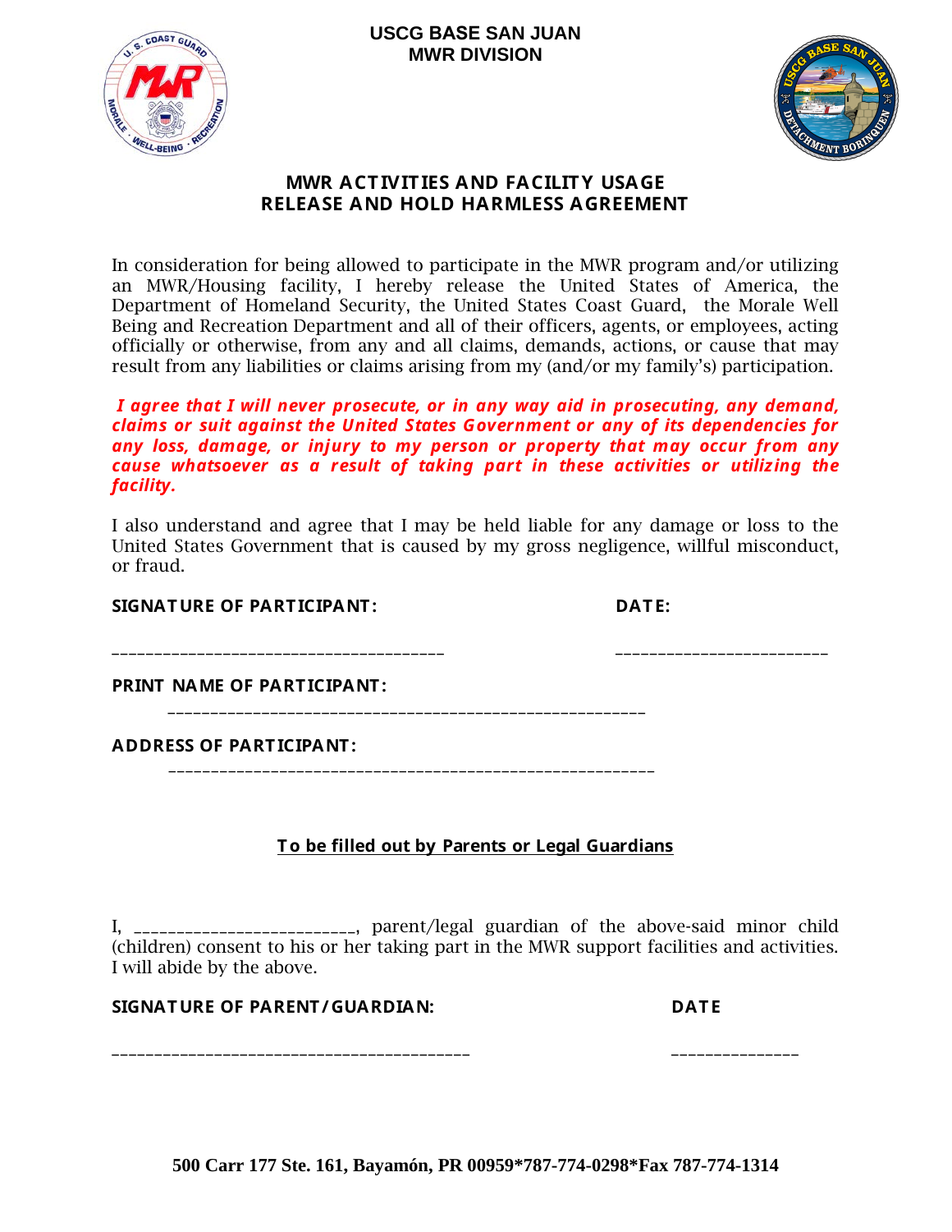**USCG BASE SAN JUAN**
**MWR DIVISION**

## MWR ACTIVITIES AND FACILITY USAGE RELEASE AND HOLD HARMLESS AGREEMENT

In consideration for being allowed to participate in the MWR program and/or utilizing an MWR/Housing facility, I hereby release the United States of America, the Department of Homeland Security, the United States Coast Guard, the Morale Well Being and Recreation Department and all of their officers, agents, or employees, acting officially or otherwise, from any and all claims, demands, actions, or cause that may result from any liabilities or claims arising from my (and/or my family's) participation.

***I agree that I will never prosecute, or in any way aid in prosecuting, any demand, claims or suit against the United States Government or any of its dependencies for any loss, damage, or injury to my person or property that may occur from any cause whatsoever as a result of taking part in these activities or utilizing the facility.***

I also understand and agree that I may be held liable for any damage or loss to the United States Government that is caused by my gross negligence, willful misconduct, or fraud.

**SIGNATURE OF PARTICIPANT:** _____________________________________ **DATE:** ________________________

**PRINT NAME OF PARTICIPANT:** ______________________________________________________

**ADDRESS OF PARTICIPANT:** _______________________________________________________

**To be filled out by Parents or Legal Guardians**

I, _________________________, parent/legal guardian of the above-said minor child (children) consent to his or her taking part in the MWR support facilities and activities. I will abide by the above.

**SIGNATURE OF PARENT/GUARDIAN:** ________________________________________ **DATE** ______________

**500 Carr 177 Ste. 161, Bayamón, PR 00959*787-774-0298*Fax 787-774-1314**